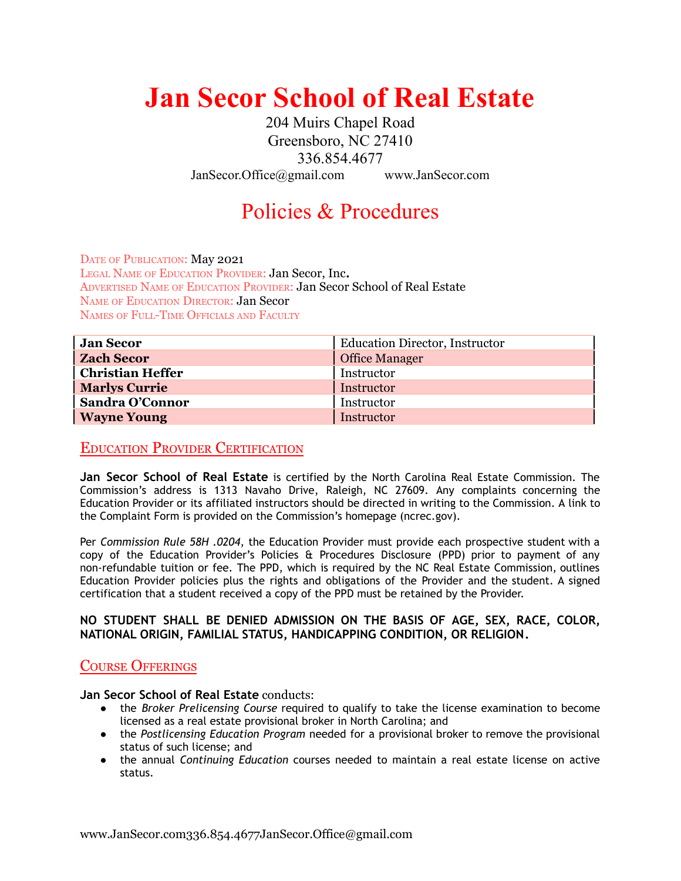# Jan Secor School of Real Estate

204 Muirs Chapel Road
Greensboro, NC 27410
336.854.4677
JanSecor.Office@gmail.com www.JanSecor.com

## Policies & Procedures

Date of Publication: May 2021
Legal Name of Education Provider: Jan Secor, Inc.
Advertised Name of Education Provider: Jan Secor School of Real Estate
Name of Education Director: Jan Secor
Names of Full-Time Officials and Faculty

| Name | Role |
|---|---|
| **Jan Secor** | Education Director, Instructor |
| **Zach Secor** | Office Manager |
| **Christian Heffer** | Instructor |
| **Marlys Currie** | Instructor |
| **Sandra O'Connor** | Instructor |
| **Wayne Young** | Instructor |

### Education Provider Certification

**Jan Secor School of Real Estate** is certified by the North Carolina Real Estate Commission. The Commission's address is 1313 Navaho Drive, Raleigh, NC 27609. Any complaints concerning the Education Provider or its affiliated instructors should be directed in writing to the Commission. A link to the Complaint Form is provided on the Commission's homepage (ncrec.gov).

Per *Commission Rule 58H .0204*, the Education Provider must provide each prospective student with a copy of the Education Provider's Policies & Procedures Disclosure (PPD) prior to payment of any non-refundable tuition or fee. The PPD, which is required by the NC Real Estate Commission, outlines Education Provider policies plus the rights and obligations of the Provider and the student. A signed certification that a student received a copy of the PPD must be retained by the Provider.

**NO STUDENT SHALL BE DENIED ADMISSION ON THE BASIS OF AGE, SEX, RACE, COLOR, NATIONAL ORIGIN, FAMILIAL STATUS, HANDICAPPING CONDITION, OR RELIGION.**

### Course Offerings

**Jan Secor School of Real Estate** conducts:

- the *Broker Prelicensing Course* required to qualify to take the license examination to become licensed as a real estate provisional broker in North Carolina; and
- the *Postlicensing Education Program* needed for a provisional broker to remove the provisional status of such license; and
- the annual *Continuing Education* courses needed to maintain a real estate license on active status.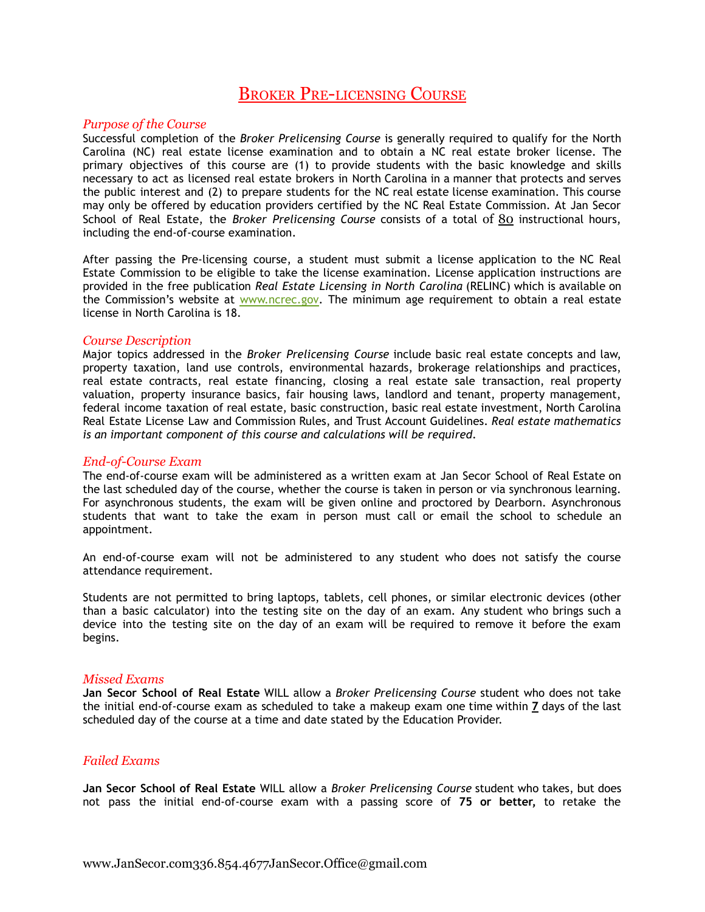# Broker Pre-licensing Course

### *Purpose of the Course*

Successful completion of the *Broker Prelicensing Course* is generally required to qualify for the North Carolina (NC) real estate license examination and to obtain a NC real estate broker license. The primary objectives of this course are (1) to provide students with the basic knowledge and skills necessary to act as licensed real estate brokers in North Carolina in a manner that protects and serves the public interest and (2) to prepare students for the NC real estate license examination. This course may only be offered by education providers certified by the NC Real Estate Commission. At Jan Secor School of Real Estate, the *Broker Prelicensing Course* consists of a total of 80 instructional hours, including the end-of-course examination.

After passing the Pre-licensing course, a student must submit a license application to the NC Real Estate Commission to be eligible to take the license examination. License application instructions are provided in the free publication *Real Estate Licensing in North Carolina* (RELINC) which is available on the Commission's website at www.ncrec.gov. The minimum age requirement to obtain a real estate license in North Carolina is 18.

### *Course Description*

Major topics addressed in the *Broker Prelicensing Course* include basic real estate concepts and law, property taxation, land use controls, environmental hazards, brokerage relationships and practices, real estate contracts, real estate financing, closing a real estate sale transaction, real property valuation, property insurance basics, fair housing laws, landlord and tenant, property management, federal income taxation of real estate, basic construction, basic real estate investment, North Carolina Real Estate License Law and Commission Rules, and Trust Account Guidelines. *Real estate mathematics is an important component of this course and calculations will be required.*

### *End-of-Course Exam*

The end-of-course exam will be administered as a written exam at Jan Secor School of Real Estate on the last scheduled day of the course, whether the course is taken in person or via synchronous learning. For asynchronous students, the exam will be given online and proctored by Dearborn. Asynchronous students that want to take the exam in person must call or email the school to schedule an appointment.

An end-of-course exam will not be administered to any student who does not satisfy the course attendance requirement.

Students are not permitted to bring laptops, tablets, cell phones, or similar electronic devices (other than a basic calculator) into the testing site on the day of an exam. Any student who brings such a device into the testing site on the day of an exam will be required to remove it before the exam begins.

### *Missed Exams*

**Jan Secor School of Real Estate** WILL allow a *Broker Prelicensing Course* student who does not take the initial end-of-course exam as scheduled to take a makeup exam one time within **7** days of the last scheduled day of the course at a time and date stated by the Education Provider.

### *Failed Exams*

**Jan Secor School of Real Estate** WILL allow a *Broker Prelicensing Course* student who takes, but does not pass the initial end-of-course exam with a passing score of **75 or better,** to retake the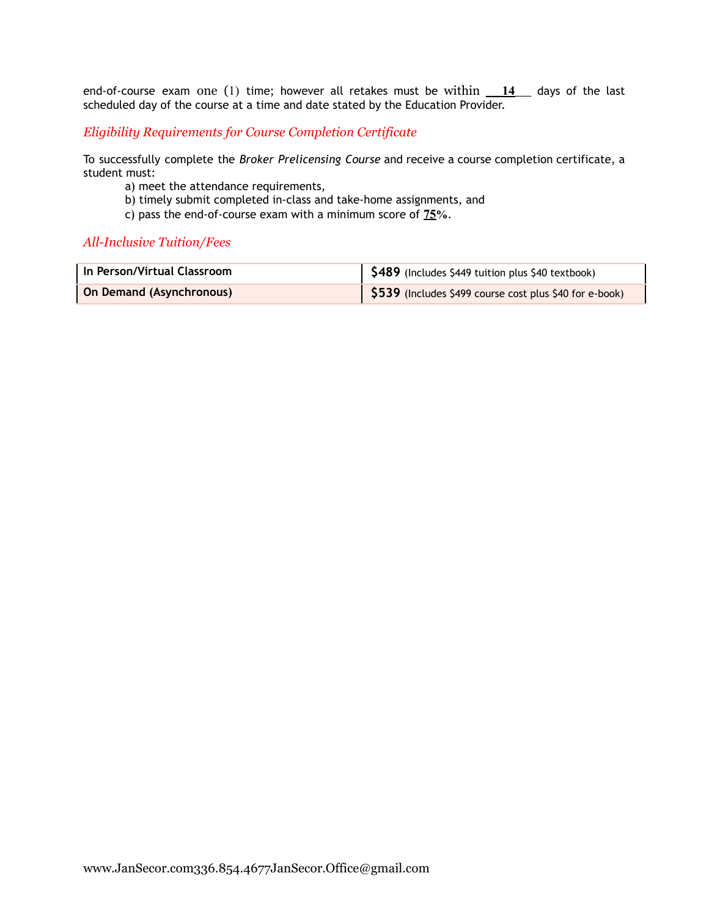end-of-course exam one (1) time; however all retakes must be within __14__ days of the last scheduled day of the course at a time and date stated by the Education Provider.

### *Eligibility Requirements for Course Completion Certificate*

To successfully complete the *Broker Prelicensing Course* and receive a course completion certificate, a student must:

a) meet the attendance requirements,
b) timely submit completed in-class and take-home assignments, and
c) pass the end-of-course exam with a minimum score of **75%**.

### *All-Inclusive Tuition/Fees*

| | |
|---|---|
| **In Person/Virtual Classroom** | **$489** (Includes $449 tuition plus $40 textbook) |
| **On Demand (Asynchronous)** | **$539** (Includes $499 course cost plus $40 for e-book) |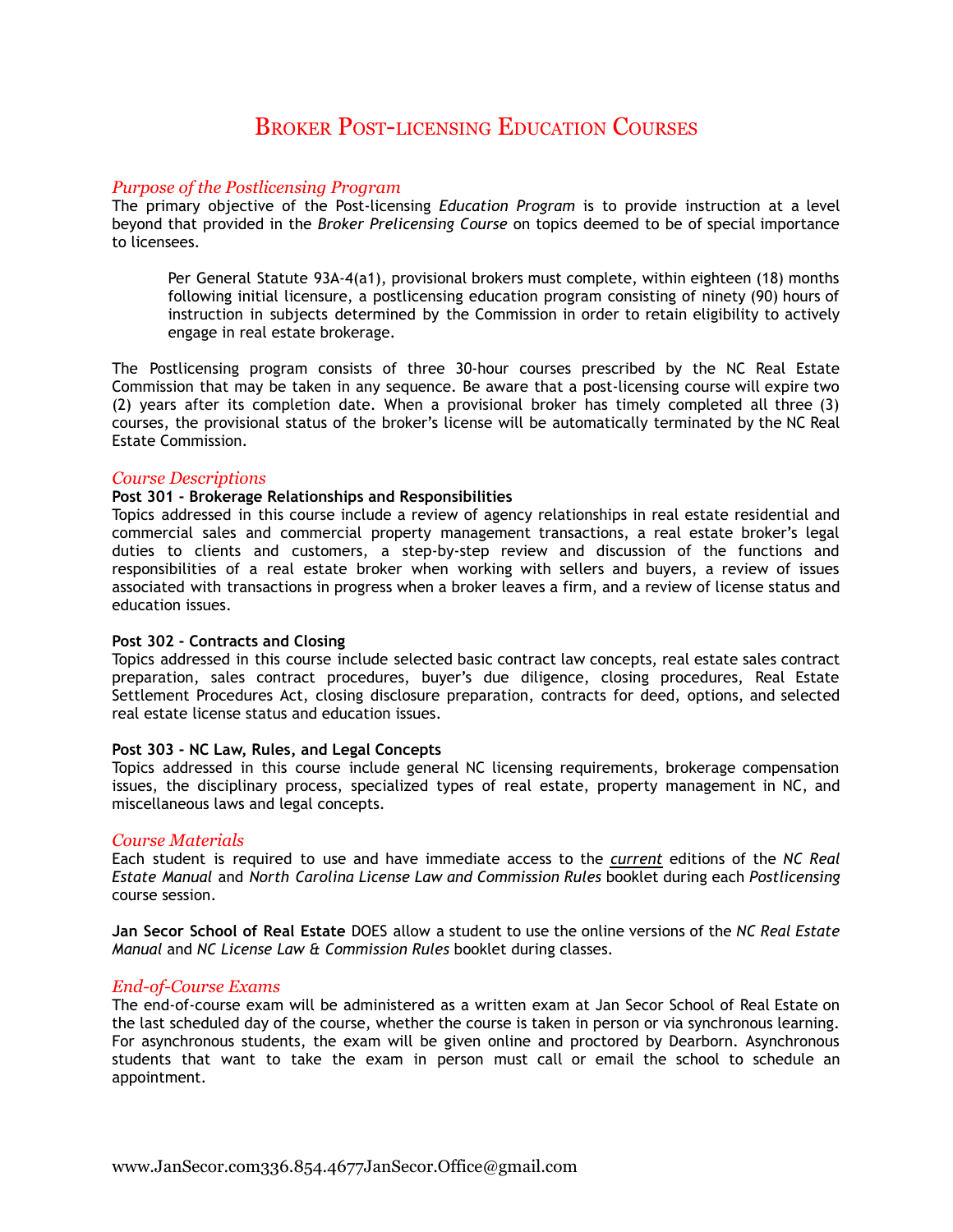# Broker Post-licensing Education Courses

## *Purpose of the Postlicensing Program*

The primary objective of the Post-licensing *Education Program* is to provide instruction at a level beyond that provided in the *Broker Prelicensing Course* on topics deemed to be of special importance to licensees.

> Per General Statute 93A-4(a1), provisional brokers must complete, within eighteen (18) months following initial licensure, a postlicensing education program consisting of ninety (90) hours of instruction in subjects determined by the Commission in order to retain eligibility to actively engage in real estate brokerage.

The Postlicensing program consists of three 30-hour courses prescribed by the NC Real Estate Commission that may be taken in any sequence. Be aware that a post-licensing course will expire two (2) years after its completion date. When a provisional broker has timely completed all three (3) courses, the provisional status of the broker's license will be automatically terminated by the NC Real Estate Commission.

## *Course Descriptions*

**Post 301 - Brokerage Relationships and Responsibilities**
Topics addressed in this course include a review of agency relationships in real estate residential and commercial sales and commercial property management transactions, a real estate broker's legal duties to clients and customers, a step-by-step review and discussion of the functions and responsibilities of a real estate broker when working with sellers and buyers, a review of issues associated with transactions in progress when a broker leaves a firm, and a review of license status and education issues.

**Post 302 - Contracts and Closing**
Topics addressed in this course include selected basic contract law concepts, real estate sales contract preparation, sales contract procedures, buyer's due diligence, closing procedures, Real Estate Settlement Procedures Act, closing disclosure preparation, contracts for deed, options, and selected real estate license status and education issues.

**Post 303 - NC Law, Rules, and Legal Concepts**
Topics addressed in this course include general NC licensing requirements, brokerage compensation issues, the disciplinary process, specialized types of real estate, property management in NC, and miscellaneous laws and legal concepts.

## *Course Materials*

Each student is required to use and have immediate access to the ***current*** editions of the *NC Real Estate Manual* and *North Carolina License Law and Commission Rules* booklet during each *Postlicensing* course session.

**Jan Secor School of Real Estate** DOES allow a student to use the online versions of the *NC Real Estate Manual* and *NC License Law & Commission Rules* booklet during classes.

## *End-of-Course Exams*

The end-of-course exam will be administered as a written exam at Jan Secor School of Real Estate on the last scheduled day of the course, whether the course is taken in person or via synchronous learning. For asynchronous students, the exam will be given online and proctored by Dearborn. Asynchronous students that want to take the exam in person must call or email the school to schedule an appointment.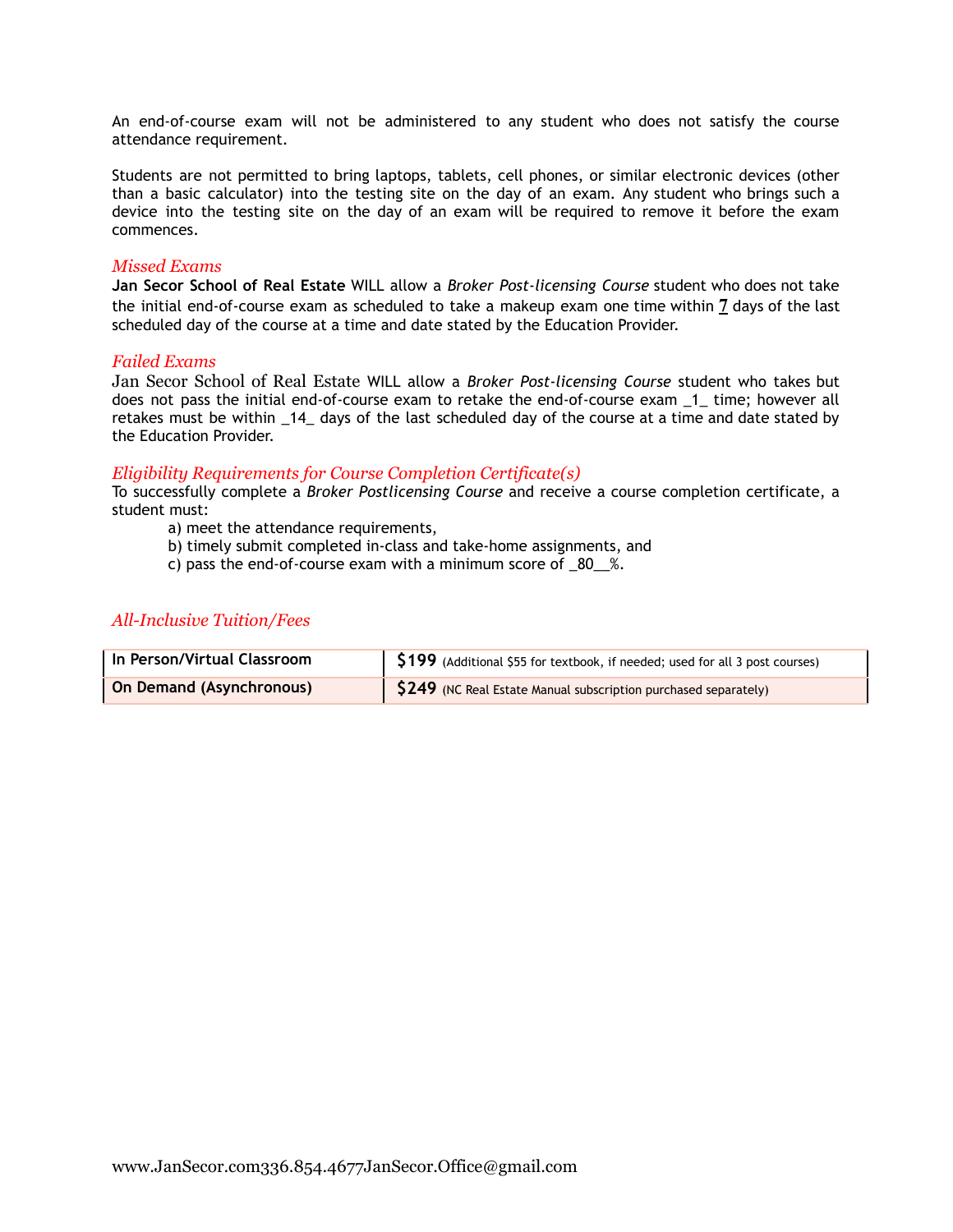An end-of-course exam will not be administered to any student who does not satisfy the course attendance requirement.

Students are not permitted to bring laptops, tablets, cell phones, or similar electronic devices (other than a basic calculator) into the testing site on the day of an exam. Any student who brings such a device into the testing site on the day of an exam will be required to remove it before the exam commences.

### *Missed Exams*

**Jan Secor School of Real Estate** WILL allow a *Broker Post-licensing Course* student who does not take the initial end-of-course exam as scheduled to take a makeup exam one time within 7 days of the last scheduled day of the course at a time and date stated by the Education Provider.

### *Failed Exams*

Jan Secor School of Real Estate WILL allow a *Broker Post-licensing Course* student who takes but does not pass the initial end-of-course exam to retake the end-of-course exam _1_ time; however all retakes must be within _14_ days of the last scheduled day of the course at a time and date stated by the Education Provider.

### *Eligibility Requirements for Course Completion Certificate(s)*

To successfully complete a *Broker Postlicensing Course* and receive a course completion certificate, a student must:

a) meet the attendance requirements,
b) timely submit completed in-class and take-home assignments, and
c) pass the end-of-course exam with a minimum score of _80__%.

### *All-Inclusive Tuition/Fees*

| | |
|---|---|
| **In Person/Virtual Classroom** | **$199** (Additional $55 for textbook, if needed; used for all 3 post courses) |
| **On Demand (Asynchronous)** | **$249** (NC Real Estate Manual subscription purchased separately) |

www.JanSecor.com336.854.4677JanSecor.Office@gmail.com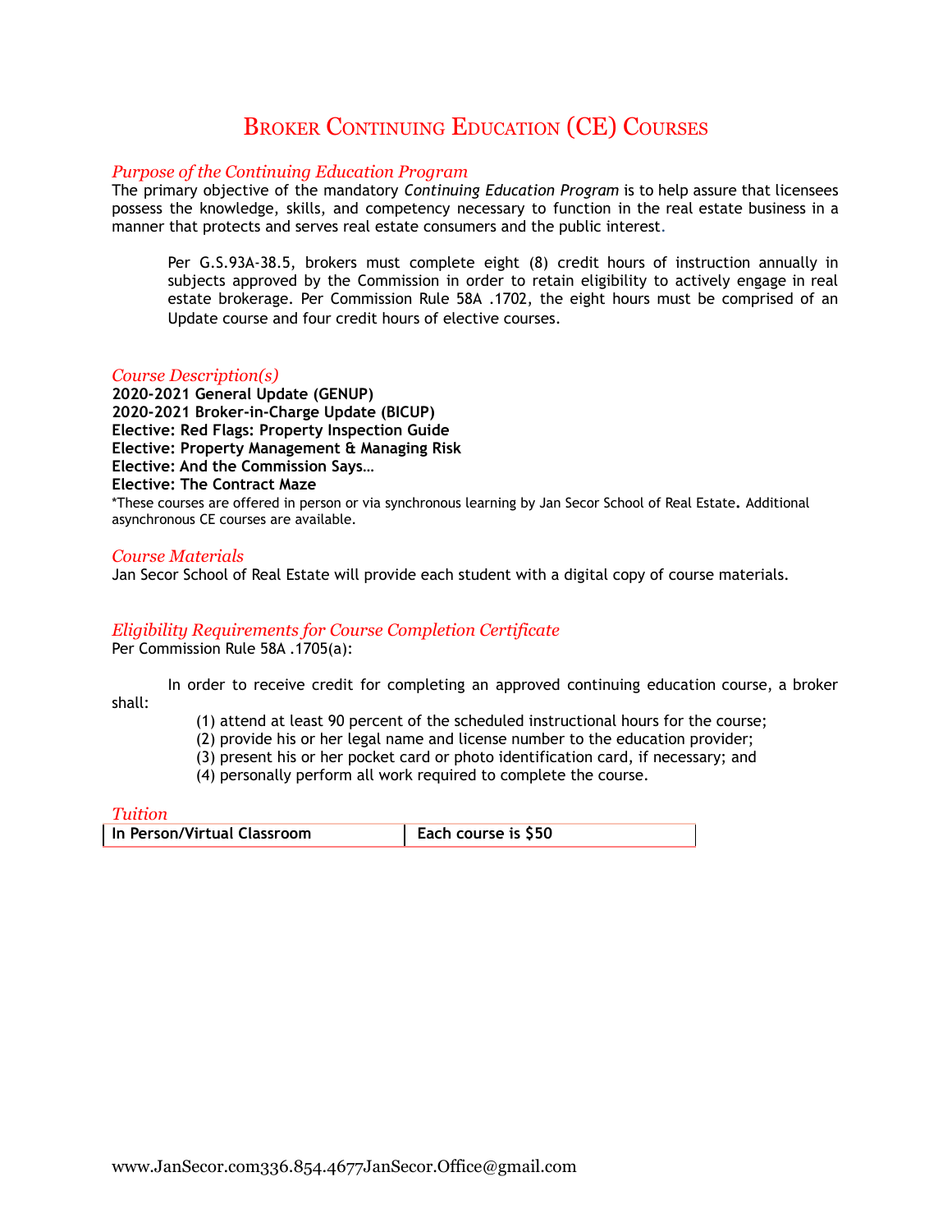# Broker Continuing Education (CE) Courses

## *Purpose of the Continuing Education Program*

The primary objective of the mandatory *Continuing Education Program* is to help assure that licensees possess the knowledge, skills, and competency necessary to function in the real estate business in a manner that protects and serves real estate consumers and the public interest.

> Per G.S.93A-38.5, brokers must complete eight (8) credit hours of instruction annually in subjects approved by the Commission in order to retain eligibility to actively engage in real estate brokerage. Per Commission Rule 58A .1702, the eight hours must be comprised of an Update course and four credit hours of elective courses.

## *Course Description(s)*

**2020-2021 General Update (GENUP)**
**2020-2021 Broker-in-Charge Update (BICUP)**
**Elective: Red Flags: Property Inspection Guide**
**Elective: Property Management & Managing Risk**
**Elective: And the Commission Says…**
**Elective: The Contract Maze**

*These courses are offered in person or via synchronous learning by Jan Secor School of Real Estate. Additional asynchronous CE courses are available.

## *Course Materials*

Jan Secor School of Real Estate will provide each student with a digital copy of course materials.

## *Eligibility Requirements for Course Completion Certificate*

Per Commission Rule 58A .1705(a):

In order to receive credit for completing an approved continuing education course, a broker shall:

(1) attend at least 90 percent of the scheduled instructional hours for the course;
(2) provide his or her legal name and license number to the education provider;
(3) present his or her pocket card or photo identification card, if necessary; and
(4) personally perform all work required to complete the course.

## *Tuition*

| In Person/Virtual Classroom | Each course is $50 |
|---|---|

www.JanSecor.com336.854.4677JanSecor.Office@gmail.com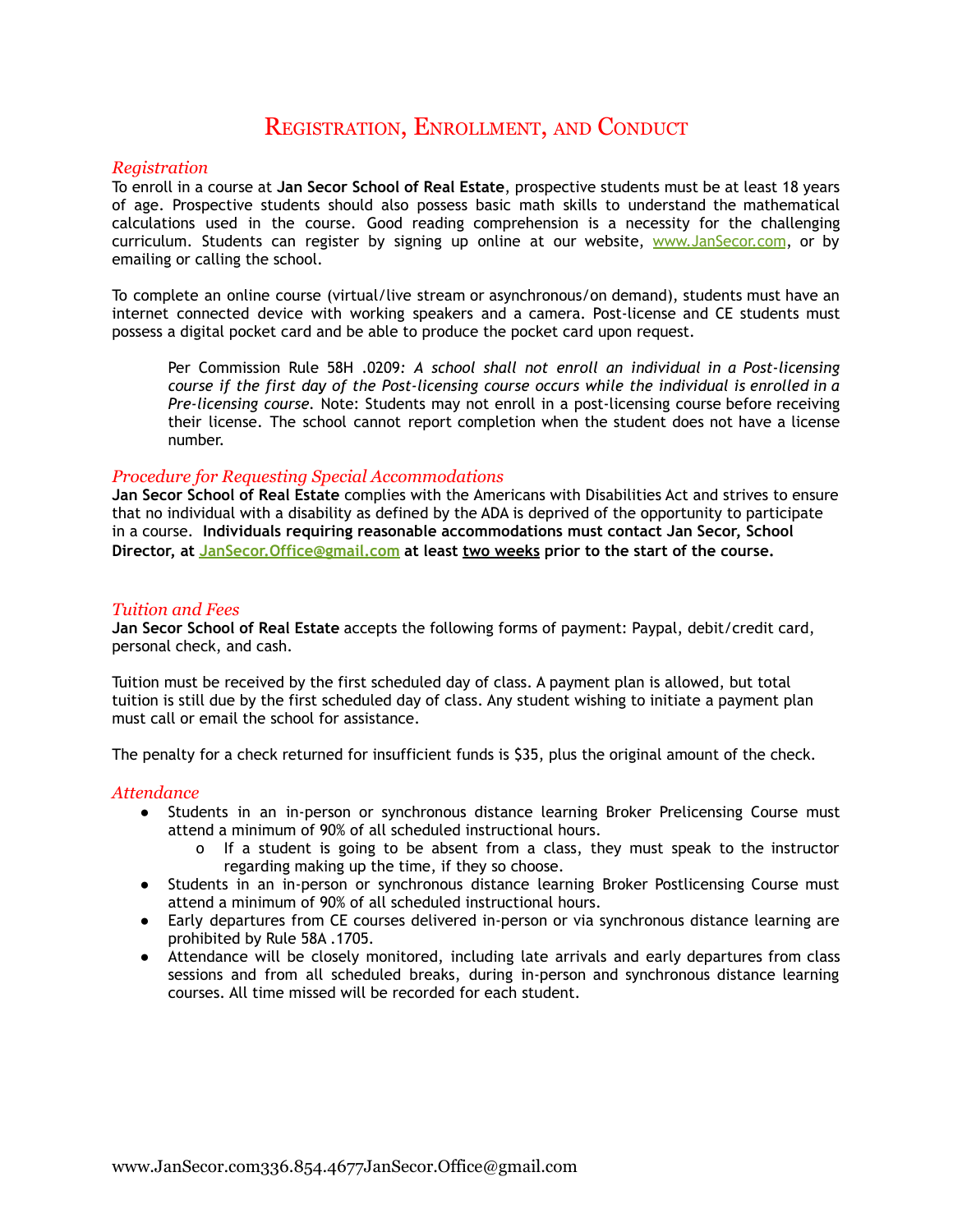# Registration, Enrollment, and Conduct

## *Registration*

To enroll in a course at **Jan Secor School of Real Estate**, prospective students must be at least 18 years of age. Prospective students should also possess basic math skills to understand the mathematical calculations used in the course. Good reading comprehension is a necessity for the challenging curriculum. Students can register by signing up online at our website, www.JanSecor.com, or by emailing or calling the school.

To complete an online course (virtual/live stream or asynchronous/on demand), students must have an internet connected device with working speakers and a camera. Post-license and CE students must possess a digital pocket card and be able to produce the pocket card upon request.

> Per Commission Rule 58H .0209: *A school shall not enroll an individual in a Post-licensing course if the first day of the Post-licensing course occurs while the individual is enrolled in a Pre-licensing course.* Note: Students may not enroll in a post-licensing course before receiving their license. The school cannot report completion when the student does not have a license number.

## *Procedure for Requesting Special Accommodations*

**Jan Secor School of Real Estate** complies with the Americans with Disabilities Act and strives to ensure that no individual with a disability as defined by the ADA is deprived of the opportunity to participate in a course. **Individuals requiring reasonable accommodations must contact Jan Secor, School Director, at JanSecor.Office@gmail.com at least two weeks prior to the start of the course.**

## *Tuition and Fees*

**Jan Secor School of Real Estate** accepts the following forms of payment: Paypal, debit/credit card, personal check, and cash.

Tuition must be received by the first scheduled day of class. A payment plan is allowed, but total tuition is still due by the first scheduled day of class. Any student wishing to initiate a payment plan must call or email the school for assistance.

The penalty for a check returned for insufficient funds is $35, plus the original amount of the check.

## *Attendance*

- Students in an in-person or synchronous distance learning Broker Prelicensing Course must attend a minimum of 90% of all scheduled instructional hours.
  - If a student is going to be absent from a class, they must speak to the instructor regarding making up the time, if they so choose.
- Students in an in-person or synchronous distance learning Broker Postlicensing Course must attend a minimum of 90% of all scheduled instructional hours.
- Early departures from CE courses delivered in-person or via synchronous distance learning are prohibited by Rule 58A .1705.
- Attendance will be closely monitored, including late arrivals and early departures from class sessions and from all scheduled breaks, during in-person and synchronous distance learning courses. All time missed will be recorded for each student.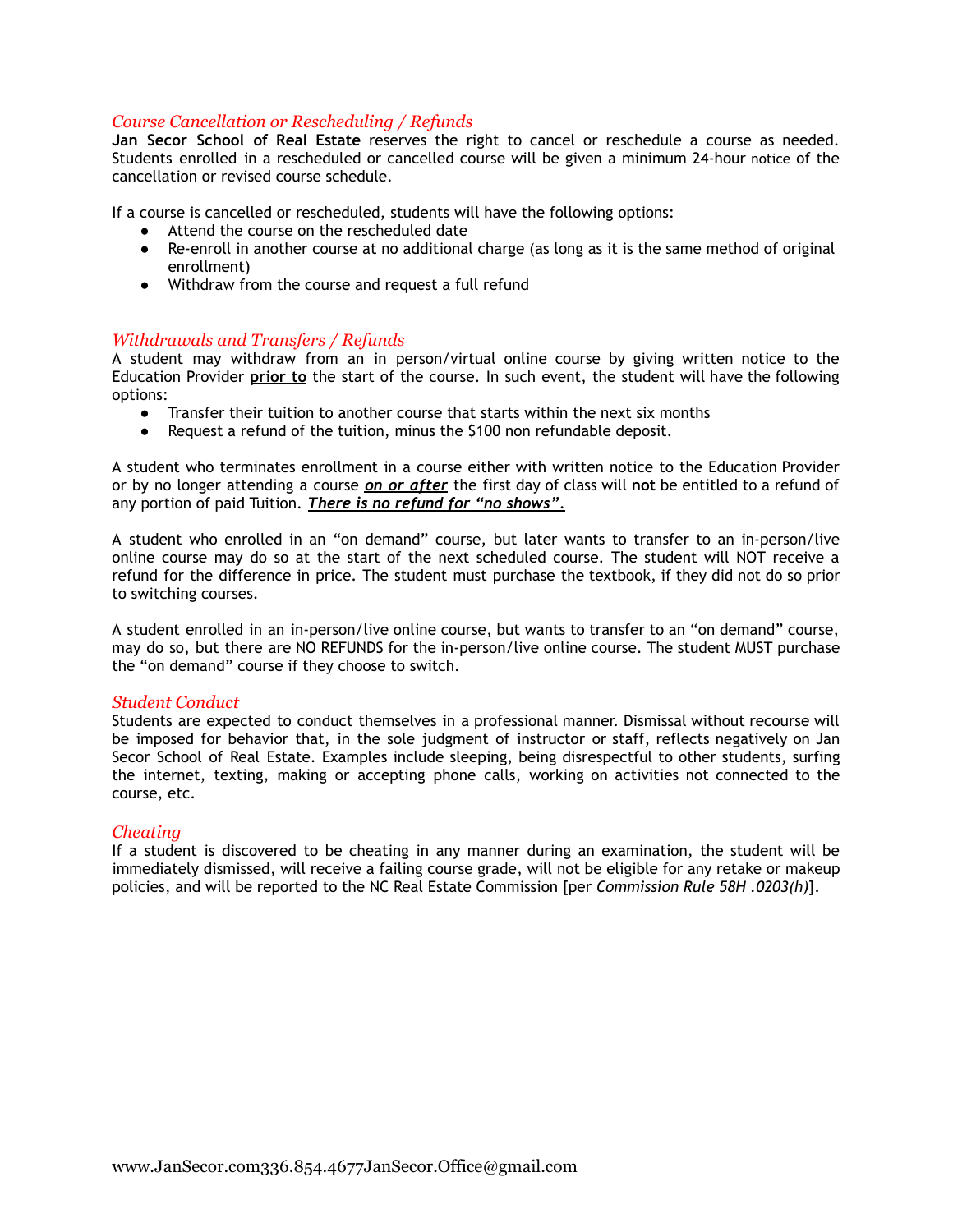### *Course Cancellation or Rescheduling / Refunds*

**Jan Secor School of Real Estate** reserves the right to cancel or reschedule a course as needed. Students enrolled in a rescheduled or cancelled course will be given a minimum 24-hour notice of the cancellation or revised course schedule.

If a course is cancelled or rescheduled, students will have the following options:

- Attend the course on the rescheduled date
- Re-enroll in another course at no additional charge (as long as it is the same method of original enrollment)
- Withdraw from the course and request a full refund

### *Withdrawals and Transfers / Refunds*

A student may withdraw from an in person/virtual online course by giving written notice to the Education Provider **prior to** the start of the course. In such event, the student will have the following options:

- Transfer their tuition to another course that starts within the next six months
- Request a refund of the tuition, minus the $100 non refundable deposit.

A student who terminates enrollment in a course either with written notice to the Education Provider or by no longer attending a course ***on or after*** the first day of class will **not** be entitled to a refund of any portion of paid Tuition. ***There is no refund for "no shows".***

A student who enrolled in an "on demand" course, but later wants to transfer to an in-person/live online course may do so at the start of the next scheduled course. The student will NOT receive a refund for the difference in price. The student must purchase the textbook, if they did not do so prior to switching courses.

A student enrolled in an in-person/live online course, but wants to transfer to an "on demand" course, may do so, but there are NO REFUNDS for the in-person/live online course. The student MUST purchase the "on demand" course if they choose to switch.

### *Student Conduct*

Students are expected to conduct themselves in a professional manner. Dismissal without recourse will be imposed for behavior that, in the sole judgment of instructor or staff, reflects negatively on Jan Secor School of Real Estate. Examples include sleeping, being disrespectful to other students, surfing the internet, texting, making or accepting phone calls, working on activities not connected to the course, etc.

### *Cheating*

If a student is discovered to be cheating in any manner during an examination, the student will be immediately dismissed, will receive a failing course grade, will not be eligible for any retake or makeup policies, and will be reported to the NC Real Estate Commission [per *Commission Rule 58H .0203(h)*].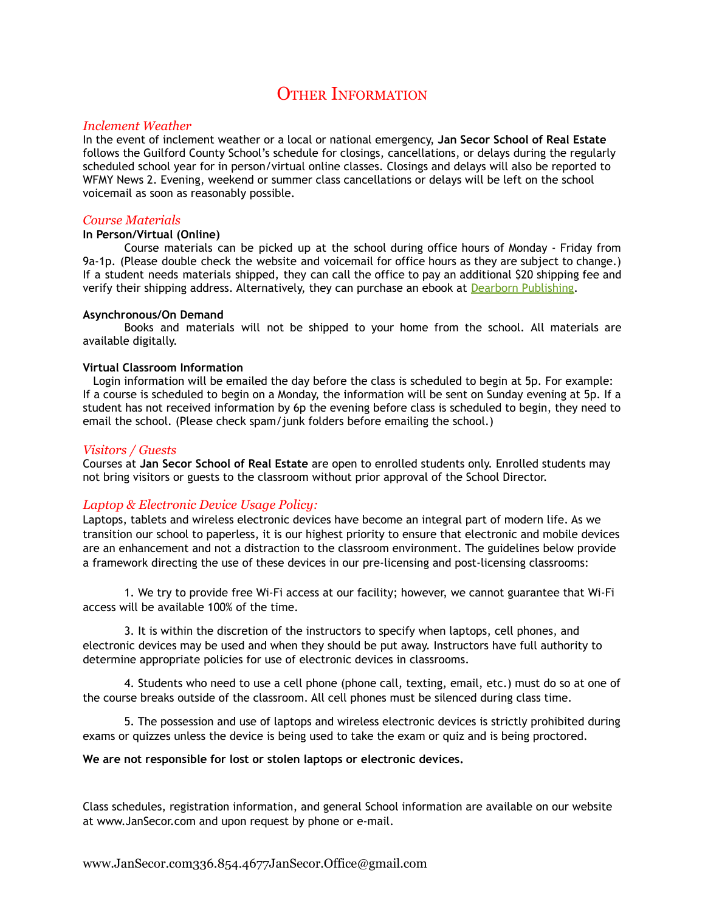# Other Information

## *Inclement Weather*

In the event of inclement weather or a local or national emergency, **Jan Secor School of Real Estate** follows the Guilford County School's schedule for closings, cancellations, or delays during the regularly scheduled school year for in person/virtual online classes. Closings and delays will also be reported to WFMY News 2. Evening, weekend or summer class cancellations or delays will be left on the school voicemail as soon as reasonably possible.

## *Course Materials*

**In Person/Virtual (Online)**

Course materials can be picked up at the school during office hours of Monday - Friday from 9a-1p. (Please double check the website and voicemail for office hours as they are subject to change.) If a student needs materials shipped, they can call the office to pay an additional $20 shipping fee and verify their shipping address. Alternatively, they can purchase an ebook at Dearborn Publishing.

**Asynchronous/On Demand**

Books and materials will not be shipped to your home from the school. All materials are available digitally.

**Virtual Classroom Information**

Login information will be emailed the day before the class is scheduled to begin at 5p. For example: If a course is scheduled to begin on a Monday, the information will be sent on Sunday evening at 5p. If a student has not received information by 6p the evening before class is scheduled to begin, they need to email the school. (Please check spam/junk folders before emailing the school.)

## *Visitors / Guests*

Courses at **Jan Secor School of Real Estate** are open to enrolled students only. Enrolled students may not bring visitors or guests to the classroom without prior approval of the School Director.

## *Laptop & Electronic Device Usage Policy:*

Laptops, tablets and wireless electronic devices have become an integral part of modern life. As we transition our school to paperless, it is our highest priority to ensure that electronic and mobile devices are an enhancement and not a distraction to the classroom environment. The guidelines below provide a framework directing the use of these devices in our pre-licensing and post-licensing classrooms:

1. We try to provide free Wi-Fi access at our facility; however, we cannot guarantee that Wi-Fi access will be available 100% of the time.

3. It is within the discretion of the instructors to specify when laptops, cell phones, and electronic devices may be used and when they should be put away. Instructors have full authority to determine appropriate policies for use of electronic devices in classrooms.

4. Students who need to use a cell phone (phone call, texting, email, etc.) must do so at one of the course breaks outside of the classroom. All cell phones must be silenced during class time.

5. The possession and use of laptops and wireless electronic devices is strictly prohibited during exams or quizzes unless the device is being used to take the exam or quiz and is being proctored.

**We are not responsible for lost or stolen laptops or electronic devices.**

Class schedules, registration information, and general School information are available on our website at www.JanSecor.com and upon request by phone or e-mail.

www.JanSecor.com 336.854.4677 JanSecor.Office@gmail.com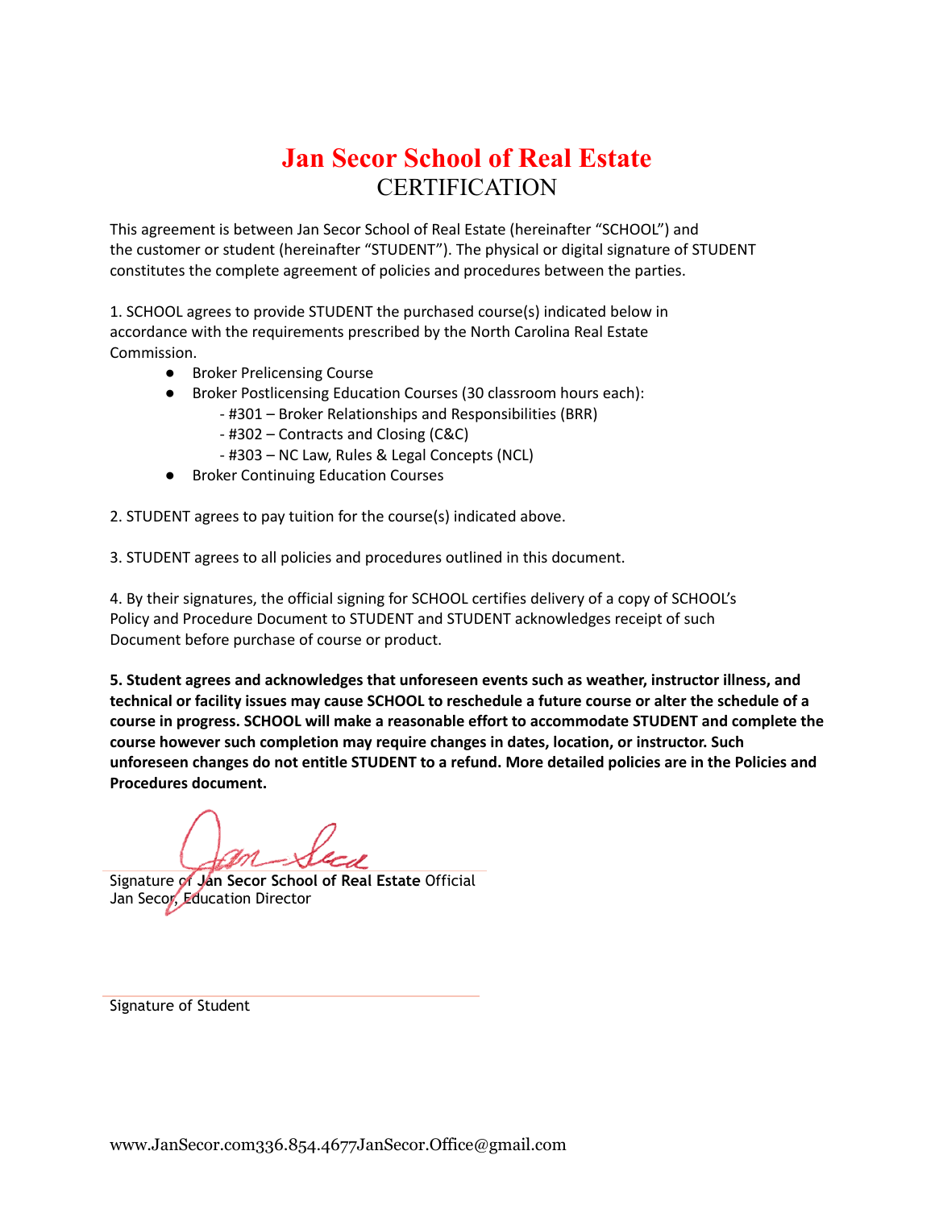# Jan Secor School of Real Estate

## CERTIFICATION

This agreement is between Jan Secor School of Real Estate (hereinafter "SCHOOL") and the customer or student (hereinafter "STUDENT"). The physical or digital signature of STUDENT constitutes the complete agreement of policies and procedures between the parties.

1. SCHOOL agrees to provide STUDENT the purchased course(s) indicated below in accordance with the requirements prescribed by the North Carolina Real Estate Commission.
   - Broker Prelicensing Course
   - Broker Postlicensing Education Courses (30 classroom hours each):
     - #301 – Broker Relationships and Responsibilities (BRR)
     - #302 – Contracts and Closing (C&C)
     - #303 – NC Law, Rules & Legal Concepts (NCL)
   - Broker Continuing Education Courses

2. STUDENT agrees to pay tuition for the course(s) indicated above.

3. STUDENT agrees to all policies and procedures outlined in this document.

4. By their signatures, the official signing for SCHOOL certifies delivery of a copy of SCHOOL's Policy and Procedure Document to STUDENT and STUDENT acknowledges receipt of such Document before purchase of course or product.

**5. Student agrees and acknowledges that unforeseen events such as weather, instructor illness, and technical or facility issues may cause SCHOOL to reschedule a future course or alter the schedule of a course in progress. SCHOOL will make a reasonable effort to accommodate STUDENT and complete the course however such completion may require changes in dates, location, or instructor. Such unforeseen changes do not entitle STUDENT to a refund. More detailed policies are in the Policies and Procedures document.**

Signature of **Jan Secor School of Real Estate** Official
Jan Secor, Education Director

Signature of Student

www.JanSecor.com 336.854.4677 JanSecor.Office@gmail.com